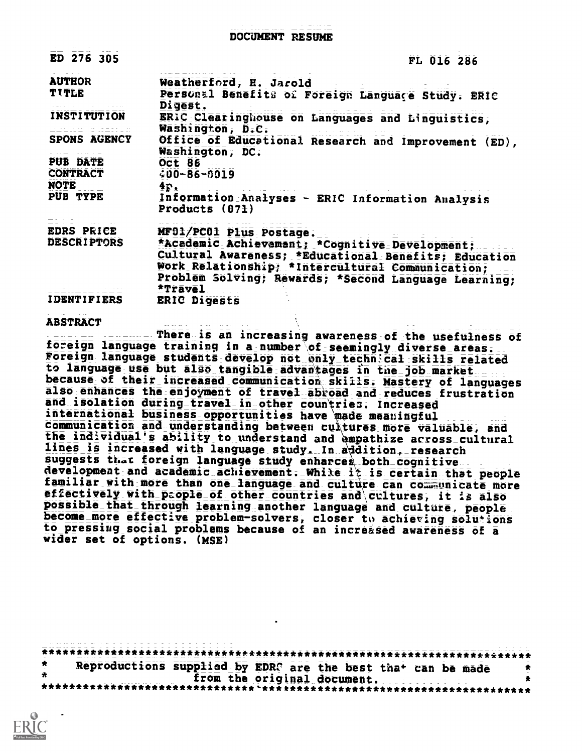# DOCUMENT RESUME

| | | |
|---|---|---|
| ED 276 305 | | FL 016 286 |
| AUTHOR | Weatherford, H. Jarold | |
| TITLE | Personal Benefits of Foreign Language Study. ERIC Digest. | |
| INSTITUTION | ERIC Clearinghouse on Languages and Linguistics, Washington, D.C. | |
| SPONS AGENCY | Office of Educational Research and Improvement (ED), Washington, DC. | |
| PUB DATE | Oct 86 | |
| CONTRACT | 400-86-0019 | |
| NOTE | 4p. | |
| PUB TYPE | Information Analyses - ERIC Information Analysis Products (071) | |
| EDRS PRICE | MF01/PC01 Plus Postage. | |
| DESCRIPTORS | *Academic Achievement; *Cognitive Development; Cultural Awareness; *Educational Benefits; Education Work Relationship; *Intercultural Communication; Problem Solving; Rewards; *Second Language Learning; *Travel | |
| IDENTIFIERS | ERIC Digests | |

## ABSTRACT

There is an increasing awareness of the usefulness of foreign language training in a number of seemingly diverse areas. Foreign language students develop not only technical skills related to language use but also tangible advantages in the job market because of their increased communication skills. Mastery of languages also enhances the enjoyment of travel abroad and reduces frustration and isolation during travel in other countries. Increased international business opportunities have made meaningful communication and understanding between cultures more valuable, and the individual's ability to understand and empathize across cultural lines is increased with language study. In addition, research suggests that foreign language study enhances both cognitive development and academic achievement. While it is certain that people familiar with more than one language and culture can communicate more effectively with people of other countries and cultures, it is also possible that through learning another language and culture, people become more effective problem-solvers, closer to achieving solutions to pressing social problems because of an increased awareness of a wider set of options. (MSE)

---

\* Reproductions supplied by EDRS are the best that can be made \*
\* from the original document. \*

---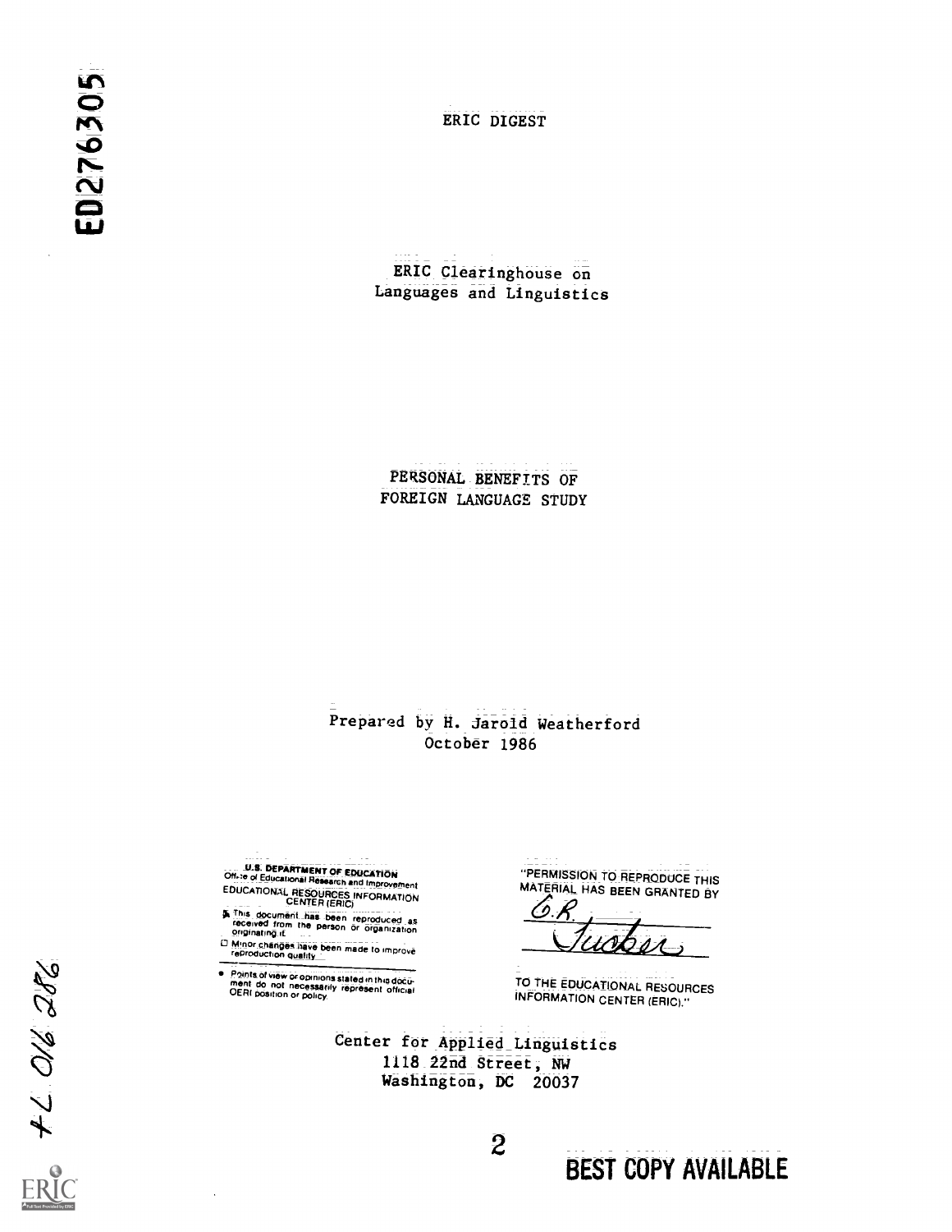ED276305

ERIC DIGEST

ERIC Clearinghouse on
Languages and Linguistics

PERSONAL BENEFITS OF
FOREIGN LANGUAGE STUDY

Prepared by H. Jarold Weatherford
October 1986

U.S. DEPARTMENT OF EDUCATION
Office of Educational Research and Improvement
EDUCATIONAL RESOURCES INFORMATION
CENTER (ERIC)

- This document has been reproduced as received from the person or organization originating it.
- Minor changes have been made to improve reproduction quality.

- Points of view or opinions stated in this document do not necessarily represent official OERI position or policy.

"PERMISSION TO REPRODUCE THIS MATERIAL HAS BEEN GRANTED BY

G.R. Tucker

TO THE EDUCATIONAL RESOURCES INFORMATION CENTER (ERIC)."

Center for Applied Linguistics
1118 22nd Street, NW
Washington, DC 20037

FL 016 286

BEST COPY AVAILABLE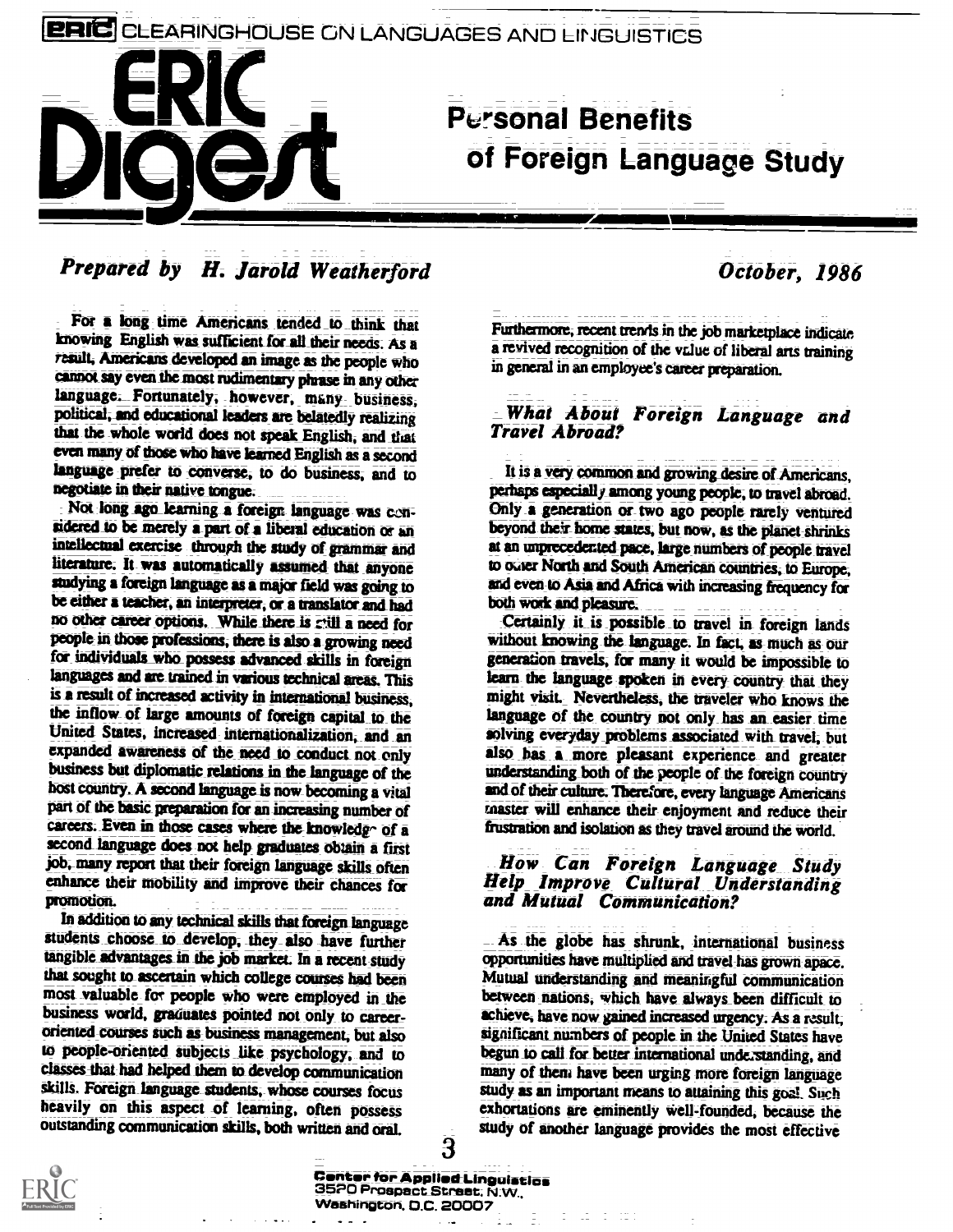ERIC CLEARINGHOUSE ON LANGUAGES AND LINGUISTICS

# ERIC Digest

# Personal Benefits of Foreign Language Study

*Prepared by H. Jarold Weatherford*

*October, 1986*

For a long time Americans tended to think that knowing English was sufficient for all their needs. As a result, Americans developed an image as the people who cannot say even the most rudimentary phrase in any other language. Fortunately, however, many business, political, and educational leaders are belatedly realizing that the whole world does not speak English, and that even many of those who have learned English as a second language prefer to converse, to do business, and to negotiate in their native tongue.

Not long ago learning a foreign language was considered to be merely a part of a liberal education or an intellectual exercise through the study of grammar and literature. It was automatically assumed that anyone studying a foreign language as a major field was going to be either a teacher, an interpreter, or a translator and had no other career options. While there is still a need for people in those professions, there is also a growing need for individuals who possess advanced skills in foreign languages and are trained in various technical areas. This is a result of increased activity in international business, the inflow of large amounts of foreign capital to the United States, increased internationalization, and an expanded awareness of the need to conduct not only business but diplomatic relations in the language of the host country. A second language is now becoming a vital part of the basic preparation for an increasing number of careers. Even in those cases where the knowledge of a second language does not help graduates obtain a first job, many report that their foreign language skills often enhance their mobility and improve their chances for promotion.

In addition to any technical skills that foreign language students choose to develop, they also have further tangible advantages in the job market. In a recent study that sought to ascertain which college courses had been most valuable for people who were employed in the business world, graduates pointed not only to career-oriented courses such as business management, but also to people-oriented subjects like psychology, and to classes that had helped them to develop communication skills. Foreign language students, whose courses focus heavily on this aspect of learning, often possess outstanding communication skills, both written and oral. Furthermore, recent trends in the job marketplace indicate a revived recognition of the value of liberal arts training in general in an employee's career preparation.

## What About Foreign Language and Travel Abroad?

It is a very common and growing desire of Americans, perhaps especially among young people, to travel abroad. Only a generation or two ago people rarely ventured beyond their home states, but now, as the planet shrinks at an unprecedented pace, large numbers of people travel to other North and South American countries, to Europe, and even to Asia and Africa with increasing frequency for both work and pleasure.

Certainly it is possible to travel in foreign lands without knowing the language. In fact, as much as our generation travels, for many it would be impossible to learn the language spoken in every country that they might visit. Nevertheless, the traveler who knows the language of the country not only has an easier time solving everyday problems associated with travel, but also has a more pleasant experience and greater understanding both of the people of the foreign country and of their culture. Therefore, every language Americans master will enhance their enjoyment and reduce their frustration and isolation as they travel around the world.

## How Can Foreign Language Study Help Improve Cultural Understanding and Mutual Communication?

As the globe has shrunk, international business opportunities have multiplied and travel has grown apace. Mutual understanding and meaningful communication between nations, which have always been difficult to achieve, have now gained increased urgency. As a result, significant numbers of people in the United States have begun to call for better international understanding, and many of them have been urging more foreign language study as an important means to attaining this goal. Such exhortations are eminently well-founded, because the study of another language provides the most effective

Center for Applied Linguistics
3520 Prospect Street, N.W.,
Washington, D.C. 20007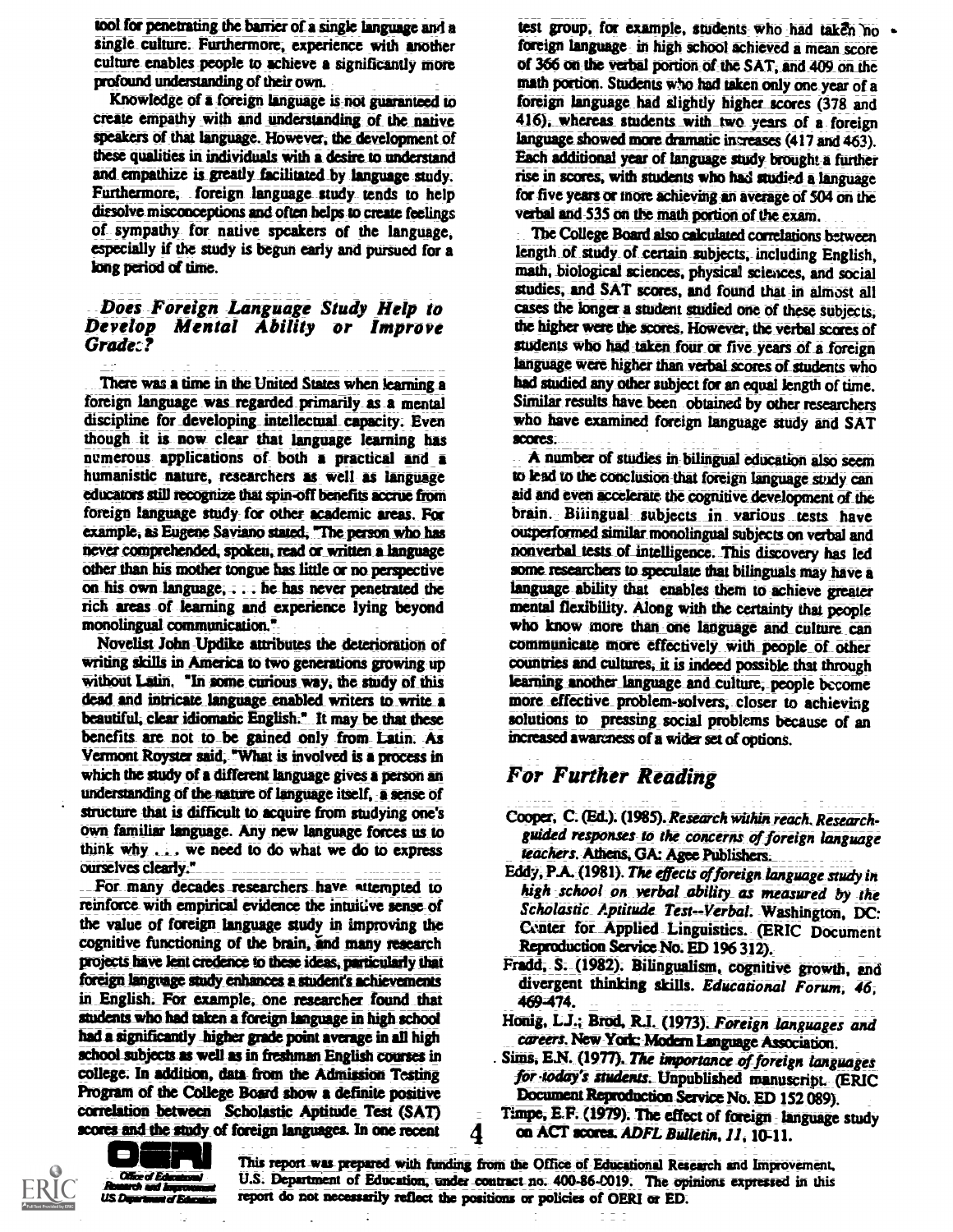tool for penetrating the barrier of a single language and a single culture. Furthermore, experience with another culture enables people to achieve a significantly more profound understanding of their own.

Knowledge of a foreign language is not guaranteed to create empathy with and understanding of the native speakers of that language. However, the development of these qualities in individuals with a desire to understand and empathize is greatly facilitated by language study. Furthermore, foreign language study tends to help dissolve misconceptions and often helps to create feelings of sympathy for native speakers of the language, especially if the study is begun early and pursued for a long period of time.

## *Does Foreign Language Study Help to Develop Mental Ability or Improve Grades?*

There was a time in the United States when learning a foreign language was regarded primarily as a mental discipline for developing intellectual capacity. Even though it is now clear that language learning has numerous applications of both a practical and a humanistic nature, researchers as well as language educators still recognize that spin-off benefits accrue from foreign language study for other academic areas. For example, as Eugene Saviano stated, "The person who has never comprehended, spoken, read or written a language other than his mother tongue has little or no perspective on his own language, . . . he has never penetrated the rich areas of learning and experience lying beyond monolingual communication."

Novelist John Updike attributes the deterioration of writing skills in America to two generations growing up without Latin. "In some curious way, the study of this dead and intricate language enabled writers to write a beautiful, clear idiomatic English." It may be that these benefits are not to be gained only from Latin. As Vermont Royster said, "What is involved is a process in which the study of a different language gives a person an understanding of the nature of language itself, a sense of structure that is difficult to acquire from studying one's own familiar language. Any new language forces us to think why . . . we need to do what we do to express ourselves clearly."

For many decades researchers have attempted to reinforce with empirical evidence the intuitive sense of the value of foreign language study in improving the cognitive functioning of the brain, and many research projects have lent credence to these ideas, particularly that foreign language study enhances a student's achievements in English. For example, one researcher found that students who had taken a foreign language in high school had a significantly higher grade point average in all high school subjects as well as in freshman English courses in college. In addition, data from the Admission Testing Program of the College Board show a definite positive correlation between Scholastic Aptitude Test (SAT) scores and the study of foreign languages. In one recent test group, for example, students who had taken no foreign language in high school achieved a mean score of 366 on the verbal portion of the SAT, and 409 on the math portion. Students who had taken only one year of a foreign language had slightly higher scores (378 and 416), whereas students with two years of a foreign language showed more dramatic increases (417 and 463). Each additional year of language study brought a further rise in scores, with students who had studied a language for five years or more achieving an average of 504 on the verbal and 535 on the math portion of the exam.

The College Board also calculated correlations between length of study of certain subjects, including English, math, biological sciences, physical sciences, and social studies, and SAT scores, and found that in almost all cases the longer a student studied one of these subjects, the higher were the scores. However, the verbal scores of students who had taken four or five years of a foreign language were higher than verbal scores of students who had studied any other subject for an equal length of time. Similar results have been obtained by other researchers who have examined foreign language study and SAT scores.

A number of studies in bilingual education also seem to lead to the conclusion that foreign language study can aid and even accelerate the cognitive development of the brain. Bilingual subjects in various tests have outperformed similar monolingual subjects on verbal and nonverbal tests of intelligence. This discovery has led some researchers to speculate that bilinguals may have a language ability that enables them to achieve greater mental flexibility. Along with the certainty that people who know more than one language and culture can communicate more effectively with people of other countries and cultures, it is indeed possible that through learning another language and culture, people become more effective problem-solvers, closer to achieving solutions to pressing social problems because of an increased awareness of a wider set of options.

## *For Further Reading*

Cooper, C. (Ed.). (1985). *Research within reach. Research-guided responses to the concerns of foreign language teachers.* Athens, GA: Agee Publishers.

Eddy, P.A. (1981). *The effects of foreign language study in high school on verbal ability as measured by the Scholastic Aptitude Test--Verbal.* Washington, DC: Center for Applied Linguistics. (ERIC Document Reproduction Service No. ED 196 312).

Fradd, S. (1982). Bilingualism, cognitive growth, and divergent thinking skills. *Educational Forum, 46,* 469-474.

Honig, L.J.; Brod, R.I. (1973). *Foreign languages and careers.* New York: Modern Language Association.

Sims, E.N. (1977). *The importance of foreign languages for today's students.* Unpublished manuscript. (ERIC Document Reproduction Service No. ED 152 089).

Timpe, E.F. (1979). The effect of foreign language study on ACT scores. *ADFL Bulletin, 11,* 10-11.

OERI — Office of Educational Research and Improvement, US Department of Education

This report was prepared with funding from the Office of Educational Research and Improvement, U.S. Department of Education, under contract no. 400-86-0019. The opinions expressed in this report do not necessarily reflect the positions or policies of OERI or ED.